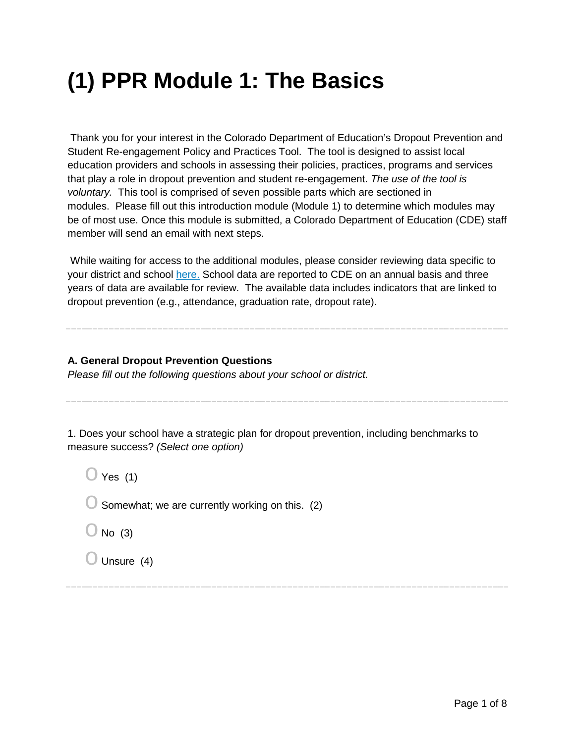# (1) PPR Module 1: The Basics

Thank you for your interest in the Colorado Department of Education's Dropout Prevention and Student Re-engagement Policy and Practices Tool. The tool is designed to assist local education providers and schools in assessing their policies, practices, programs and services that play a role in dropout prevention and student re-engagement. *The use of the tool is voluntary.* This tool is comprised of seven possible parts which are sectioned in modules. Please fill out this introduction module (Module 1) to determine which modules may be of most use. Once this module is submitted, a Colorado Department of Education (CDE) staff member will send an email with next steps.

While waiting for access to the additional modules, please consider reviewing data specific to your district and school here. School data are reported to CDE on an annual basis and three years of data are available for review. The available data includes indicators that are linked to dropout prevention (e.g., attendance, graduation rate, dropout rate).

---

**A. General Dropout Prevention Questions**
*Please fill out the following questions about your school or district.*

---

1. Does your school have a strategic plan for dropout prevention, including benchmarks to measure success? *(Select one option)*

- O Yes (1)
- O Somewhat; we are currently working on this. (2)
- O No (3)
- O Unsure (4)

---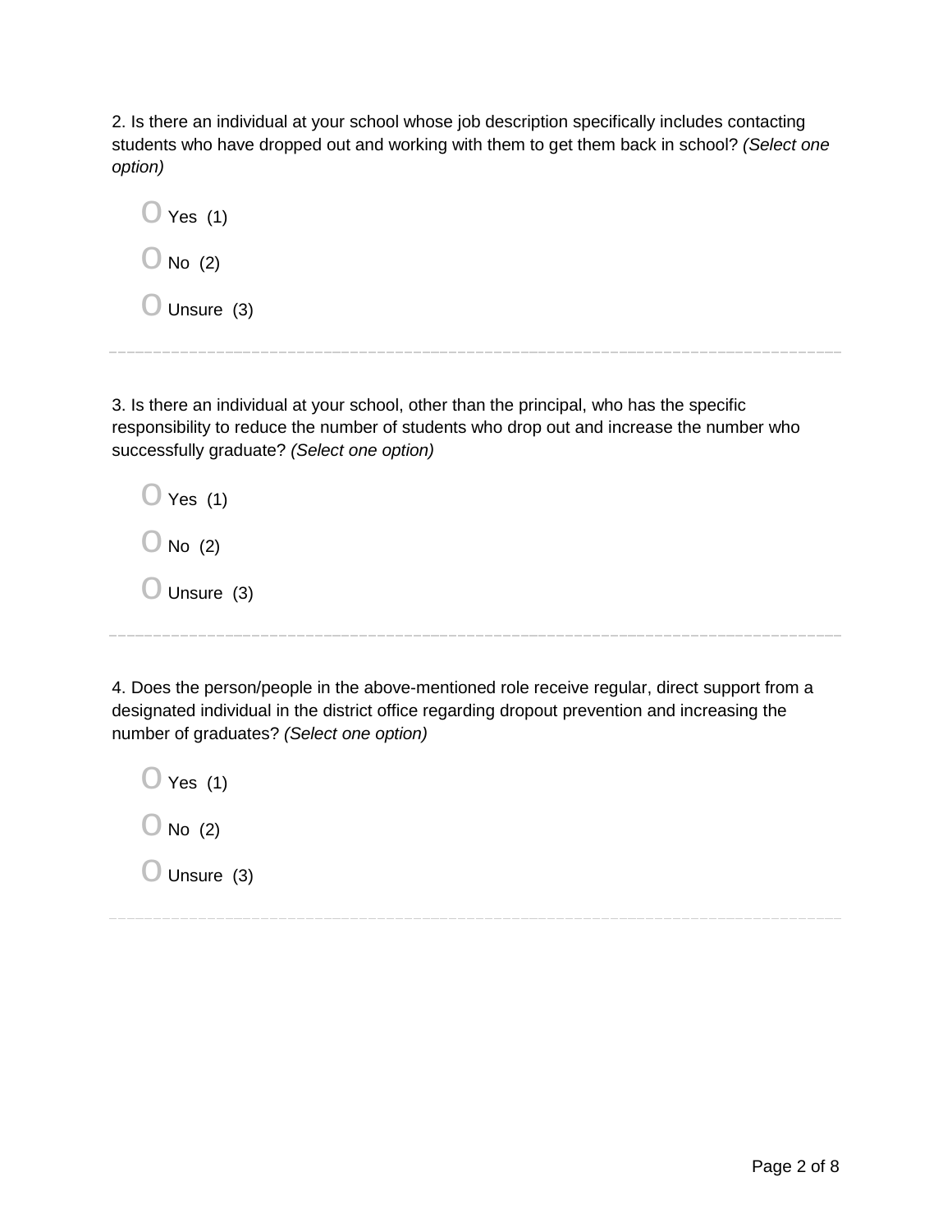2. Is there an individual at your school whose job description specifically includes contacting students who have dropped out and working with them to get them back in school? *(Select one option)*

- O Yes (1)
- O No (2)
- O Unsure (3)

---

3. Is there an individual at your school, other than the principal, who has the specific responsibility to reduce the number of students who drop out and increase the number who successfully graduate? *(Select one option)*

- O Yes (1)
- O No (2)
- O Unsure (3)

---

4. Does the person/people in the above-mentioned role receive regular, direct support from a designated individual in the district office regarding dropout prevention and increasing the number of graduates? *(Select one option)*

- O Yes (1)
- O No (2)
- O Unsure (3)

---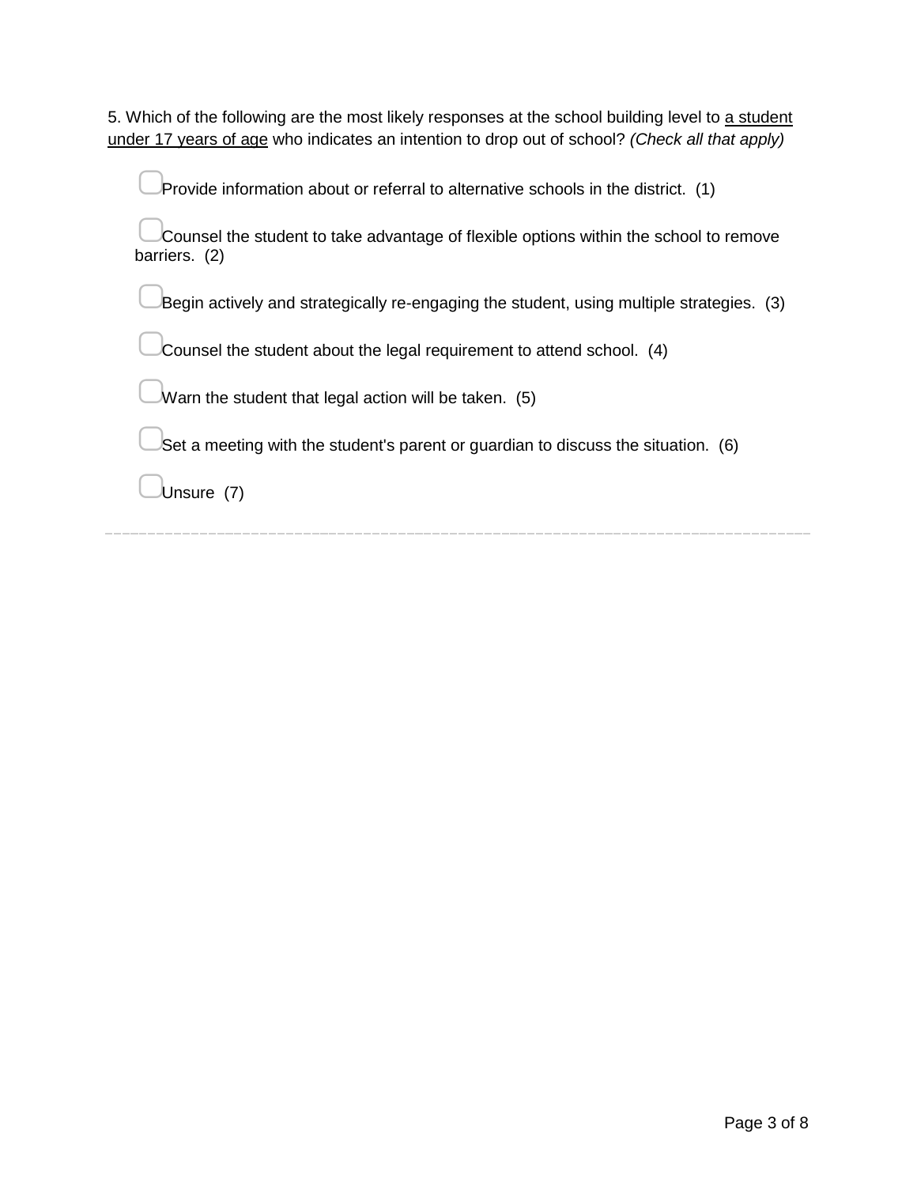5. Which of the following are the most likely responses at the school building level to <u>a student under 17 years of age</u> who indicates an intention to drop out of school? *(Check all that apply)*

- ▢ Provide information about or referral to alternative schools in the district. (1)
- ▢ Counsel the student to take advantage of flexible options within the school to remove barriers. (2)
- ▢ Begin actively and strategically re-engaging the student, using multiple strategies. (3)
- ▢ Counsel the student about the legal requirement to attend school. (4)
- ▢ Warn the student that legal action will be taken. (5)
- ▢ Set a meeting with the student's parent or guardian to discuss the situation. (6)
- ▢ Unsure (7)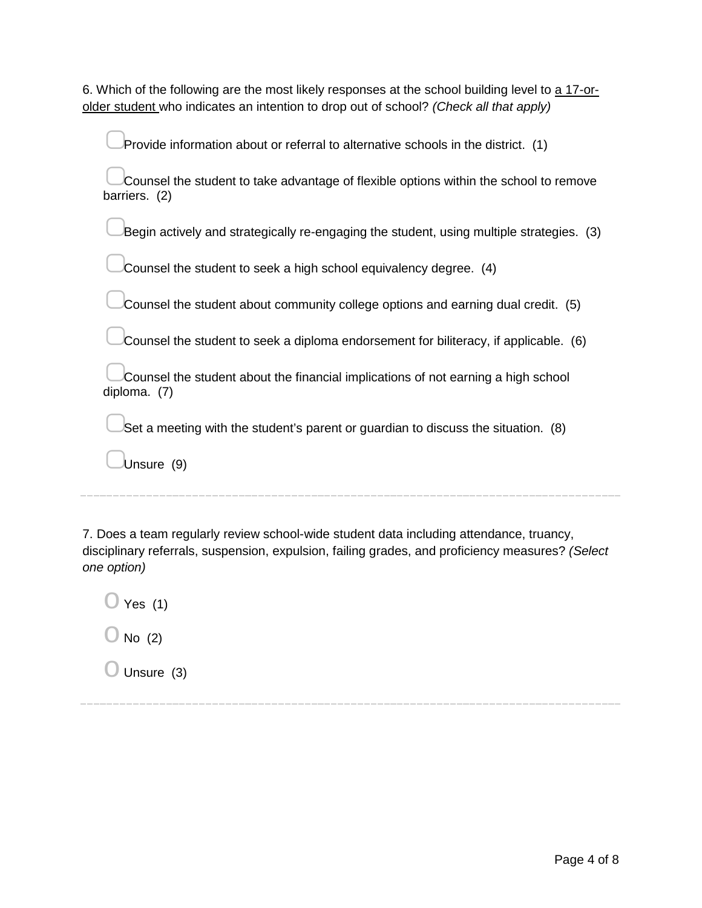6. Which of the following are the most likely responses at the school building level to <u>a 17-or-older student</u> who indicates an intention to drop out of school? *(Check all that apply)*

- ▢ Provide information about or referral to alternative schools in the district. (1)
- ▢ Counsel the student to take advantage of flexible options within the school to remove barriers. (2)
- ▢ Begin actively and strategically re-engaging the student, using multiple strategies. (3)
- ▢ Counsel the student to seek a high school equivalency degree. (4)
- ▢ Counsel the student about community college options and earning dual credit. (5)
- ▢ Counsel the student to seek a diploma endorsement for biliteracy, if applicable. (6)
- ▢ Counsel the student about the financial implications of not earning a high school diploma. (7)
- ▢ Set a meeting with the student's parent or guardian to discuss the situation. (8)
- ▢ Unsure (9)

---

7. Does a team regularly review school-wide student data including attendance, truancy, disciplinary referrals, suspension, expulsion, failing grades, and proficiency measures? *(Select one option)*

- O Yes (1)
- O No (2)
- O Unsure (3)

---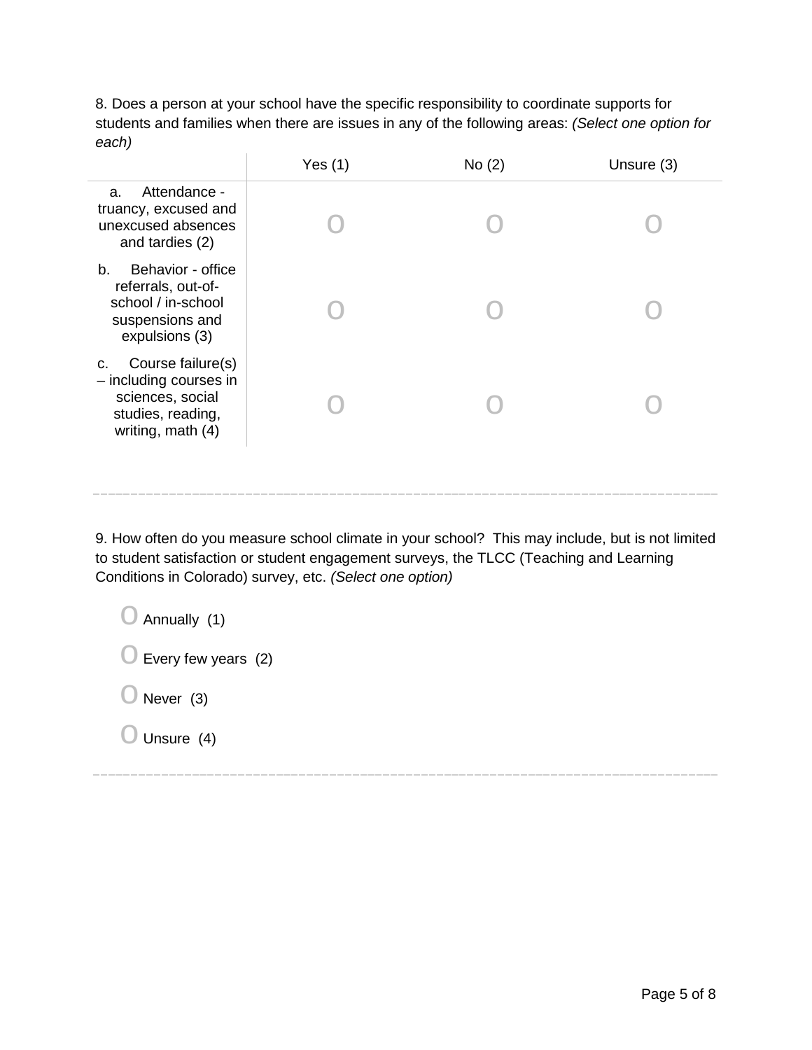8. Does a person at your school have the specific responsibility to coordinate supports for students and families when there are issues in any of the following areas: *(Select one option for each)*

| | Yes (1) | No (2) | Unsure (3) |
|---|---|---|---|
| a. Attendance - truancy, excused and unexcused absences and tardies (2) | o | o | o |
| b. Behavior - office referrals, out-of-school / in-school suspensions and expulsions (3) | o | o | o |
| c. Course failure(s) – including courses in sciences, social studies, reading, writing, math (4) | o | o | o |

---

9. How often do you measure school climate in your school? This may include, but is not limited to student satisfaction or student engagement surveys, the TLCC (Teaching and Learning Conditions in Colorado) survey, etc. *(Select one option)*

- o Annually (1)
- o Every few years (2)
- o Never (3)
- o Unsure (4)

---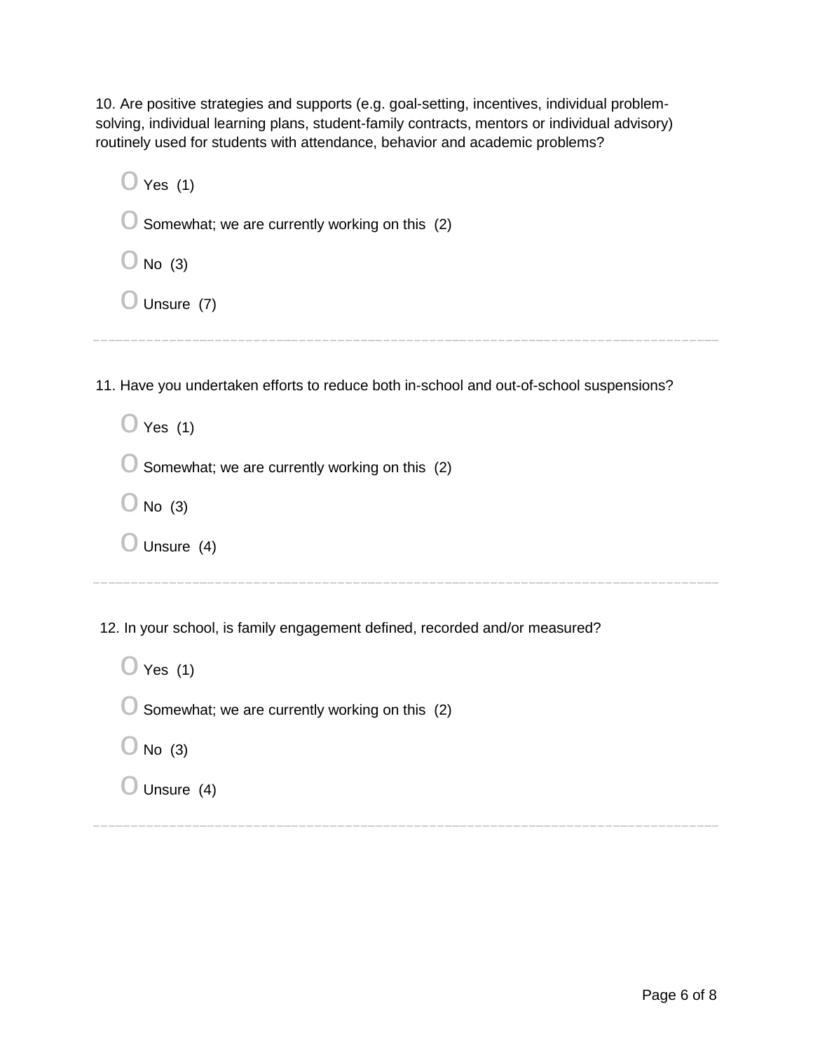10. Are positive strategies and supports (e.g. goal-setting, incentives, individual problem-solving, individual learning plans, student-family contracts, mentors or individual advisory) routinely used for students with attendance, behavior and academic problems?

- Yes (1)
- Somewhat; we are currently working on this (2)
- No (3)
- Unsure (7)

---

11. Have you undertaken efforts to reduce both in-school and out-of-school suspensions?

- Yes (1)
- Somewhat; we are currently working on this (2)
- No (3)
- Unsure (4)

---

12. In your school, is family engagement defined, recorded and/or measured?

- Yes (1)
- Somewhat; we are currently working on this (2)
- No (3)
- Unsure (4)

---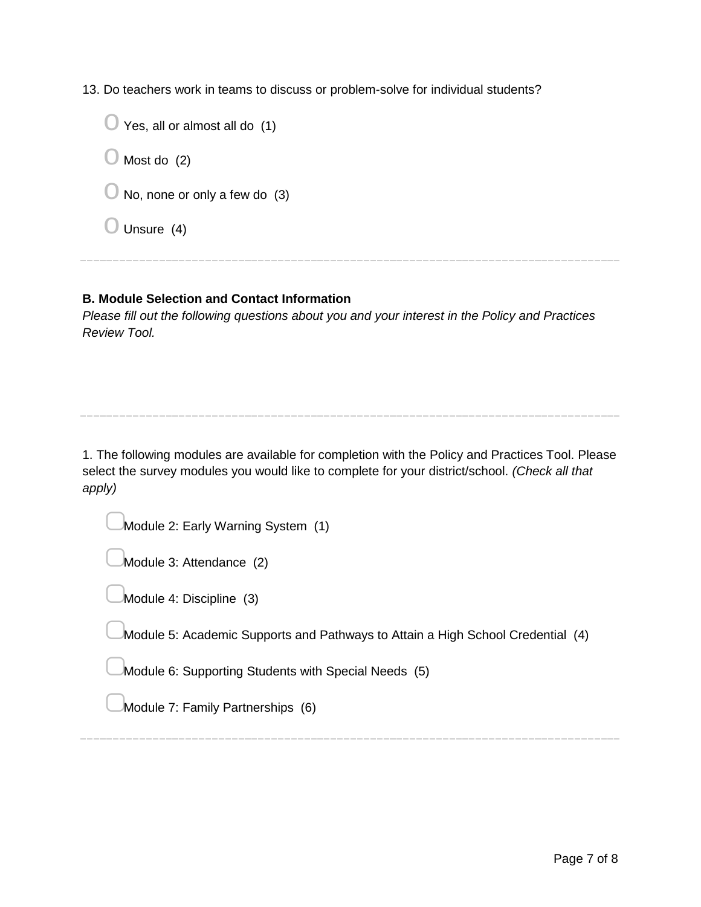13. Do teachers work in teams to discuss or problem-solve for individual students?

- ○ Yes, all or almost all do (1)
- ○ Most do (2)
- ○ No, none or only a few do (3)
- ○ Unsure (4)

---

**B. Module Selection and Contact Information**

*Please fill out the following questions about you and your interest in the Policy and Practices Review Tool.*

---

1. The following modules are available for completion with the Policy and Practices Tool. Please select the survey modules you would like to complete for your district/school. *(Check all that apply)*

- ▢ Module 2: Early Warning System (1)
- ▢ Module 3: Attendance (2)
- ▢ Module 4: Discipline (3)
- ▢ Module 5: Academic Supports and Pathways to Attain a High School Credential (4)
- ▢ Module 6: Supporting Students with Special Needs (5)
- ▢ Module 7: Family Partnerships (6)

---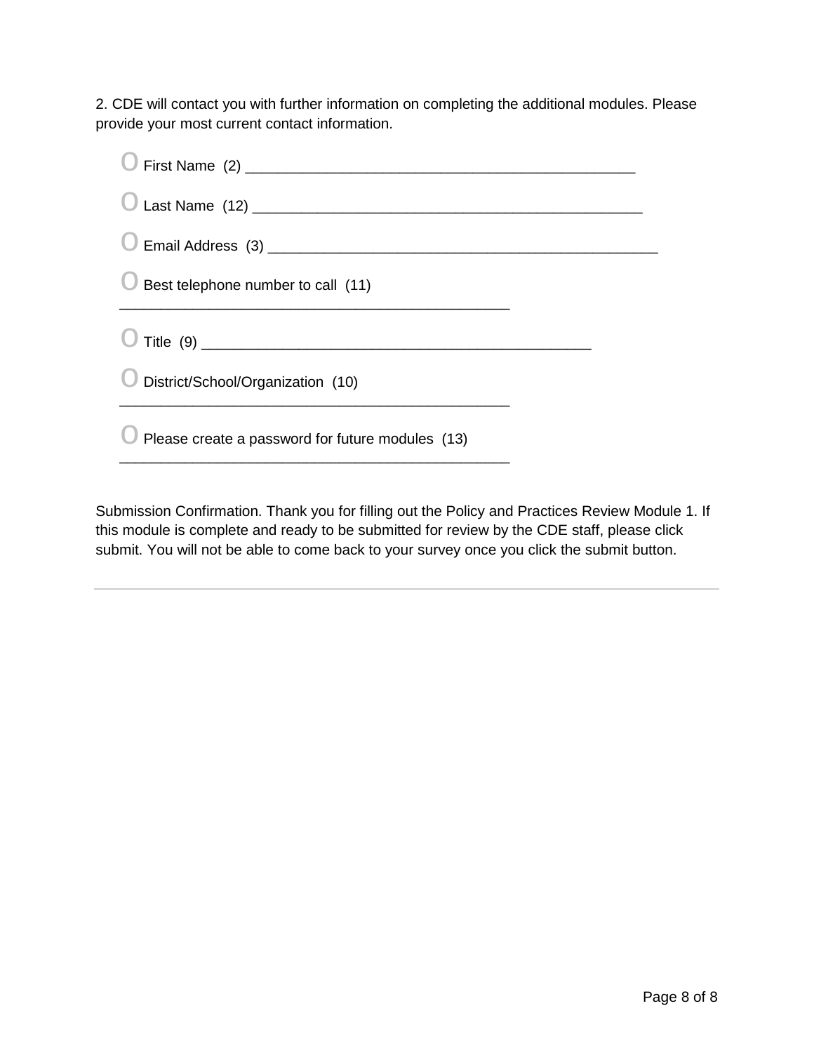2. CDE will contact you with further information on completing the additional modules. Please provide your most current contact information.

- First Name (2) ________________________________________________
- Last Name (12) ________________________________________________
- Email Address (3) ________________________________________________
- Best telephone number to call (11) ________________________________________________
- Title (9) ________________________________________________
- District/School/Organization (10) ________________________________________________
- Please create a password for future modules (13) ________________________________________________

Submission Confirmation. Thank you for filling out the Policy and Practices Review Module 1. If this module is complete and ready to be submitted for review by the CDE staff, please click submit. You will not be able to come back to your survey once you click the submit button.

---